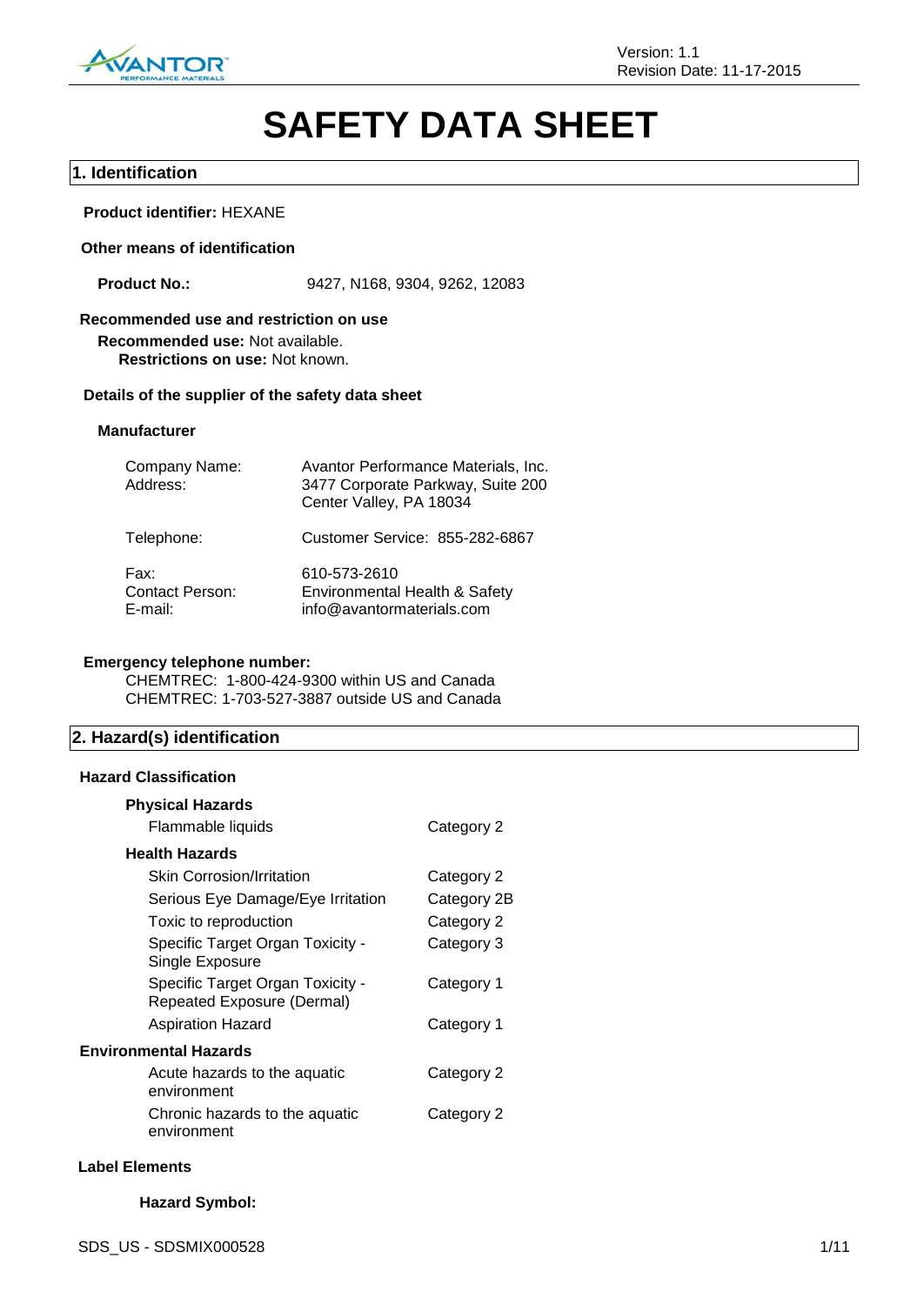Version: 1.1
Revision Date: 11-17-2015

# SAFETY DATA SHEET

## 1. Identification

**Product identifier:** HEXANE

**Other means of identification**

**Product No.:** 9427, N168, 9304, 9262, 12083

**Recommended use and restriction on use**

**Recommended use:** Not available.
**Restrictions on use:** Not known.

**Details of the supplier of the safety data sheet**

**Manufacturer**

| | |
|---|---|
| Company Name: | Avantor Performance Materials, Inc. |
| Address: | 3477 Corporate Parkway, Suite 200<br>Center Valley, PA 18034 |
| Telephone: | Customer Service: 855-282-6867 |
| Fax: | 610-573-2610 |
| Contact Person: | Environmental Health & Safety |
| E-mail: | info@avantormaterials.com |

**Emergency telephone number:**
CHEMTREC: 1-800-424-9300 within US and Canada
CHEMTREC: 1-703-527-3887 outside US and Canada

## 2. Hazard(s) identification

**Hazard Classification**

**Physical Hazards**

| | |
|---|---|
| Flammable liquids | Category 2 |

**Health Hazards**

| | |
|---|---|
| Skin Corrosion/Irritation | Category 2 |
| Serious Eye Damage/Eye Irritation | Category 2B |
| Toxic to reproduction | Category 2 |
| Specific Target Organ Toxicity - Single Exposure | Category 3 |
| Specific Target Organ Toxicity - Repeated Exposure (Dermal) | Category 1 |
| Aspiration Hazard | Category 1 |

**Environmental Hazards**

| | |
|---|---|
| Acute hazards to the aquatic environment | Category 2 |
| Chronic hazards to the aquatic environment | Category 2 |

**Label Elements**

**Hazard Symbol:**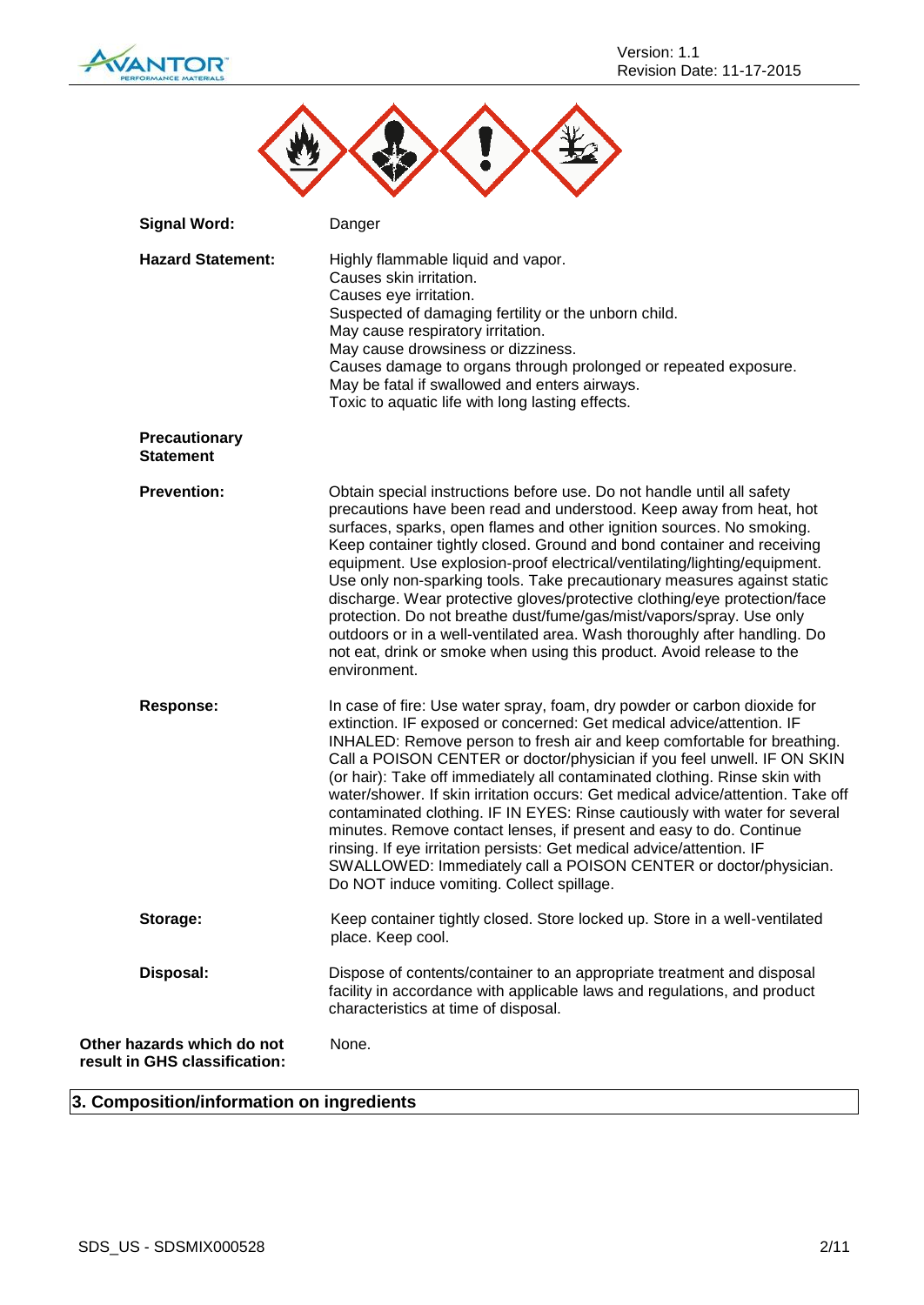**Signal Word:** Danger

**Hazard Statement:**
Highly flammable liquid and vapor.
Causes skin irritation.
Causes eye irritation.
Suspected of damaging fertility or the unborn child.
May cause respiratory irritation.
May cause drowsiness or dizziness.
Causes damage to organs through prolonged or repeated exposure.
May be fatal if swallowed and enters airways.
Toxic to aquatic life with long lasting effects.

**Precautionary Statement**

**Prevention:** Obtain special instructions before use. Do not handle until all safety precautions have been read and understood. Keep away from heat, hot surfaces, sparks, open flames and other ignition sources. No smoking. Keep container tightly closed. Ground and bond container and receiving equipment. Use explosion-proof electrical/ventilating/lighting/equipment. Use only non-sparking tools. Take precautionary measures against static discharge. Wear protective gloves/protective clothing/eye protection/face protection. Do not breathe dust/fume/gas/mist/vapors/spray. Use only outdoors or in a well-ventilated area. Wash thoroughly after handling. Do not eat, drink or smoke when using this product. Avoid release to the environment.

**Response:** In case of fire: Use water spray, foam, dry powder or carbon dioxide for extinction. IF exposed or concerned: Get medical advice/attention. IF INHALED: Remove person to fresh air and keep comfortable for breathing. Call a POISON CENTER or doctor/physician if you feel unwell. IF ON SKIN (or hair): Take off immediately all contaminated clothing. Rinse skin with water/shower. If skin irritation occurs: Get medical advice/attention. Take off contaminated clothing. IF IN EYES: Rinse cautiously with water for several minutes. Remove contact lenses, if present and easy to do. Continue rinsing. If eye irritation persists: Get medical advice/attention. IF SWALLOWED: Immediately call a POISON CENTER or doctor/physician. Do NOT induce vomiting. Collect spillage.

**Storage:** Keep container tightly closed. Store locked up. Store in a well-ventilated place. Keep cool.

**Disposal:** Dispose of contents/container to an appropriate treatment and disposal facility in accordance with applicable laws and regulations, and product characteristics at time of disposal.

**Other hazards which do not result in GHS classification:** None.

## 3. Composition/information on ingredients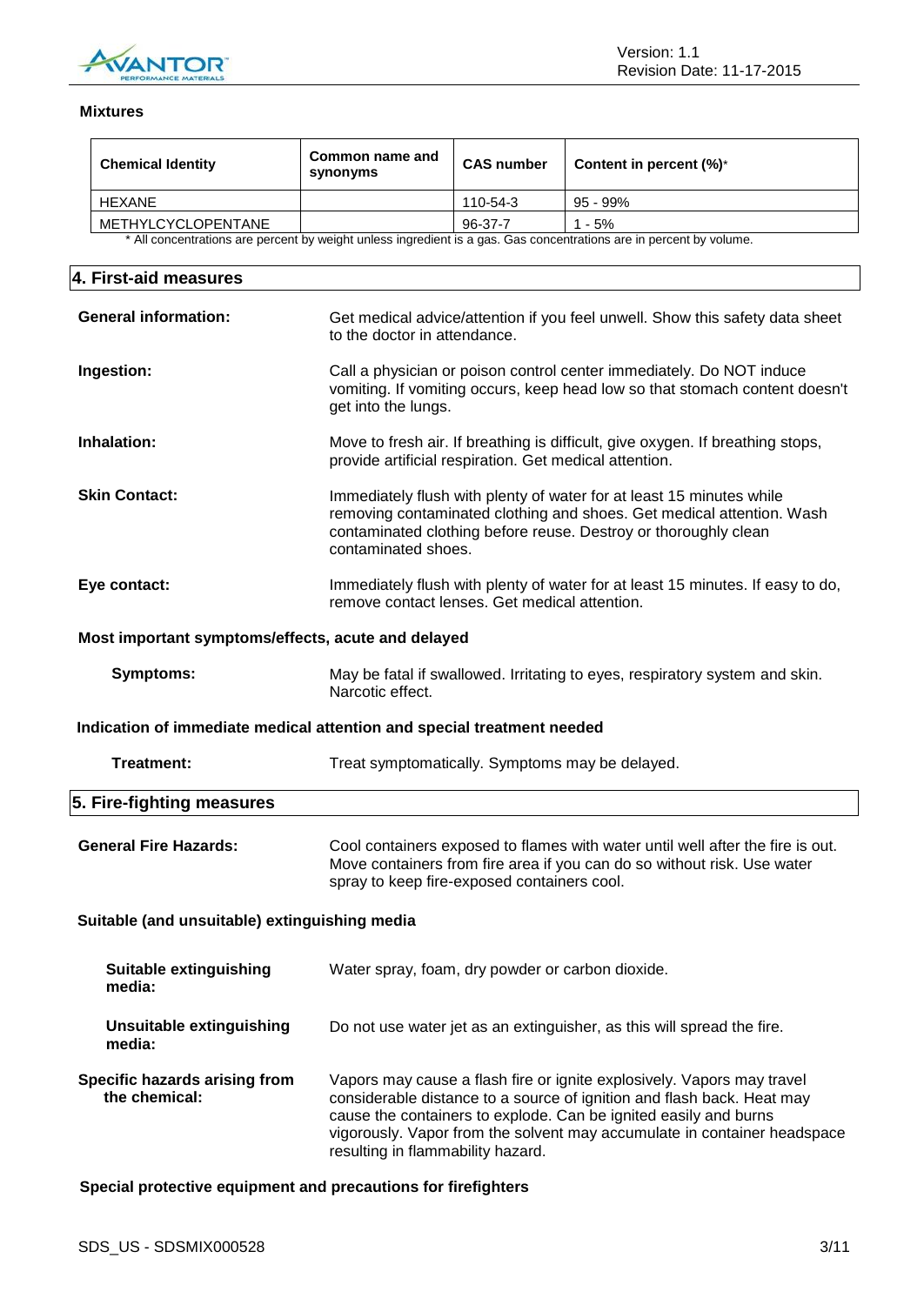### Mixtures

| Chemical Identity | Common name and synonyms | CAS number | Content in percent (%)* |
|---|---|---|---|
| HEXANE | | 110-54-3 | 95 - 99% |
| METHYLCYCLOPENTANE | | 96-37-7 | 1 - 5% |

* All concentrations are percent by weight unless ingredient is a gas. Gas concentrations are in percent by volume.

## 4. First-aid measures

**General information:** Get medical advice/attention if you feel unwell. Show this safety data sheet to the doctor in attendance.

**Ingestion:** Call a physician or poison control center immediately. Do NOT induce vomiting. If vomiting occurs, keep head low so that stomach content doesn't get into the lungs.

**Inhalation:** Move to fresh air. If breathing is difficult, give oxygen. If breathing stops, provide artificial respiration. Get medical attention.

**Skin Contact:** Immediately flush with plenty of water for at least 15 minutes while removing contaminated clothing and shoes. Get medical attention. Wash contaminated clothing before reuse. Destroy or thoroughly clean contaminated shoes.

**Eye contact:** Immediately flush with plenty of water for at least 15 minutes. If easy to do, remove contact lenses. Get medical attention.

### Most important symptoms/effects, acute and delayed

**Symptoms:** May be fatal if swallowed. Irritating to eyes, respiratory system and skin. Narcotic effect.

### Indication of immediate medical attention and special treatment needed

**Treatment:** Treat symptomatically. Symptoms may be delayed.

## 5. Fire-fighting measures

**General Fire Hazards:** Cool containers exposed to flames with water until well after the fire is out. Move containers from fire area if you can do so without risk. Use water spray to keep fire-exposed containers cool.

### Suitable (and unsuitable) extinguishing media

**Suitable extinguishing media:** Water spray, foam, dry powder or carbon dioxide.

**Unsuitable extinguishing media:** Do not use water jet as an extinguisher, as this will spread the fire.

**Specific hazards arising from the chemical:** Vapors may cause a flash fire or ignite explosively. Vapors may travel considerable distance to a source of ignition and flash back. Heat may cause the containers to explode. Can be ignited easily and burns vigorously. Vapor from the solvent may accumulate in container headspace resulting in flammability hazard.

### Special protective equipment and precautions for firefighters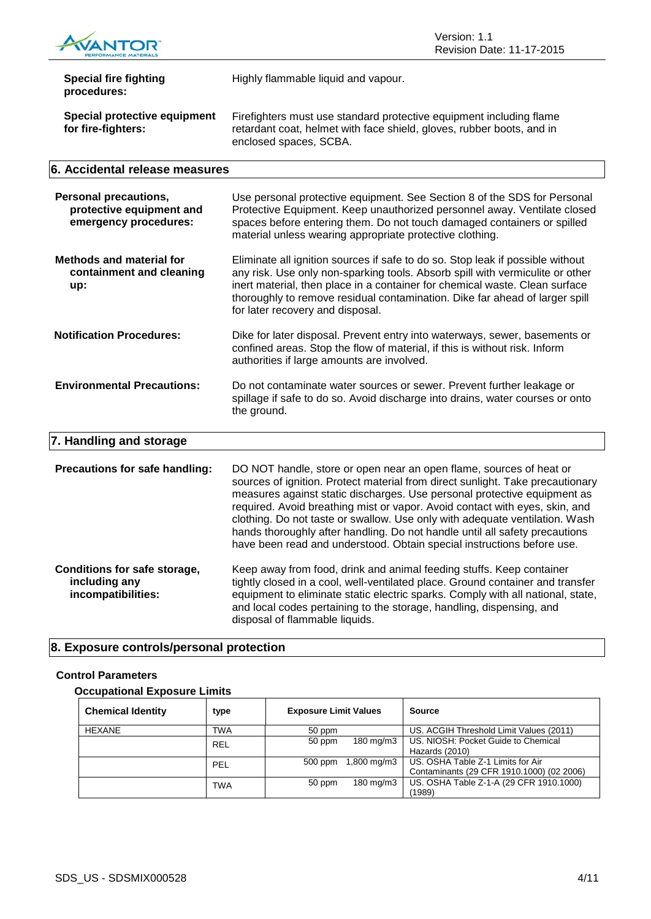**Special fire fighting procedures:** Highly flammable liquid and vapour.

**Special protective equipment for fire-fighters:** Firefighters must use standard protective equipment including flame retardant coat, helmet with face shield, gloves, rubber boots, and in enclosed spaces, SCBA.

## 6. Accidental release measures

**Personal precautions, protective equipment and emergency procedures:** Use personal protective equipment. See Section 8 of the SDS for Personal Protective Equipment. Keep unauthorized personnel away. Ventilate closed spaces before entering them. Do not touch damaged containers or spilled material unless wearing appropriate protective clothing.

**Methods and material for containment and cleaning up:** Eliminate all ignition sources if safe to do so. Stop leak if possible without any risk. Use only non-sparking tools. Absorb spill with vermiculite or other inert material, then place in a container for chemical waste. Clean surface thoroughly to remove residual contamination. Dike far ahead of larger spill for later recovery and disposal.

**Notification Procedures:** Dike for later disposal. Prevent entry into waterways, sewer, basements or confined areas. Stop the flow of material, if this is without risk. Inform authorities if large amounts are involved.

**Environmental Precautions:** Do not contaminate water sources or sewer. Prevent further leakage or spillage if safe to do so. Avoid discharge into drains, water courses or onto the ground.

## 7. Handling and storage

**Precautions for safe handling:** DO NOT handle, store or open near an open flame, sources of heat or sources of ignition. Protect material from direct sunlight. Take precautionary measures against static discharges. Use personal protective equipment as required. Avoid breathing mist or vapor. Avoid contact with eyes, skin, and clothing. Do not taste or swallow. Use only with adequate ventilation. Wash hands thoroughly after handling. Do not handle until all safety precautions have been read and understood. Obtain special instructions before use.

**Conditions for safe storage, including any incompatibilities:** Keep away from food, drink and animal feeding stuffs. Keep container tightly closed in a cool, well-ventilated place. Ground container and transfer equipment to eliminate static electric sparks. Comply with all national, state, and local codes pertaining to the storage, handling, dispensing, and disposal of flammable liquids.

## 8. Exposure controls/personal protection

### Control Parameters

#### Occupational Exposure Limits

| Chemical Identity | type | Exposure Limit Values | | Source |
|---|---|---|---|---|
| HEXANE | TWA | 50 ppm | | US. ACGIH Threshold Limit Values (2011) |
| | REL | 50 ppm | 180 mg/m3 | US. NIOSH: Pocket Guide to Chemical Hazards (2010) |
| | PEL | 500 ppm | 1,800 mg/m3 | US. OSHA Table Z-1 Limits for Air Contaminants (29 CFR 1910.1000) (02 2006) |
| | TWA | 50 ppm | 180 mg/m3 | US. OSHA Table Z-1-A (29 CFR 1910.1000) (1989) |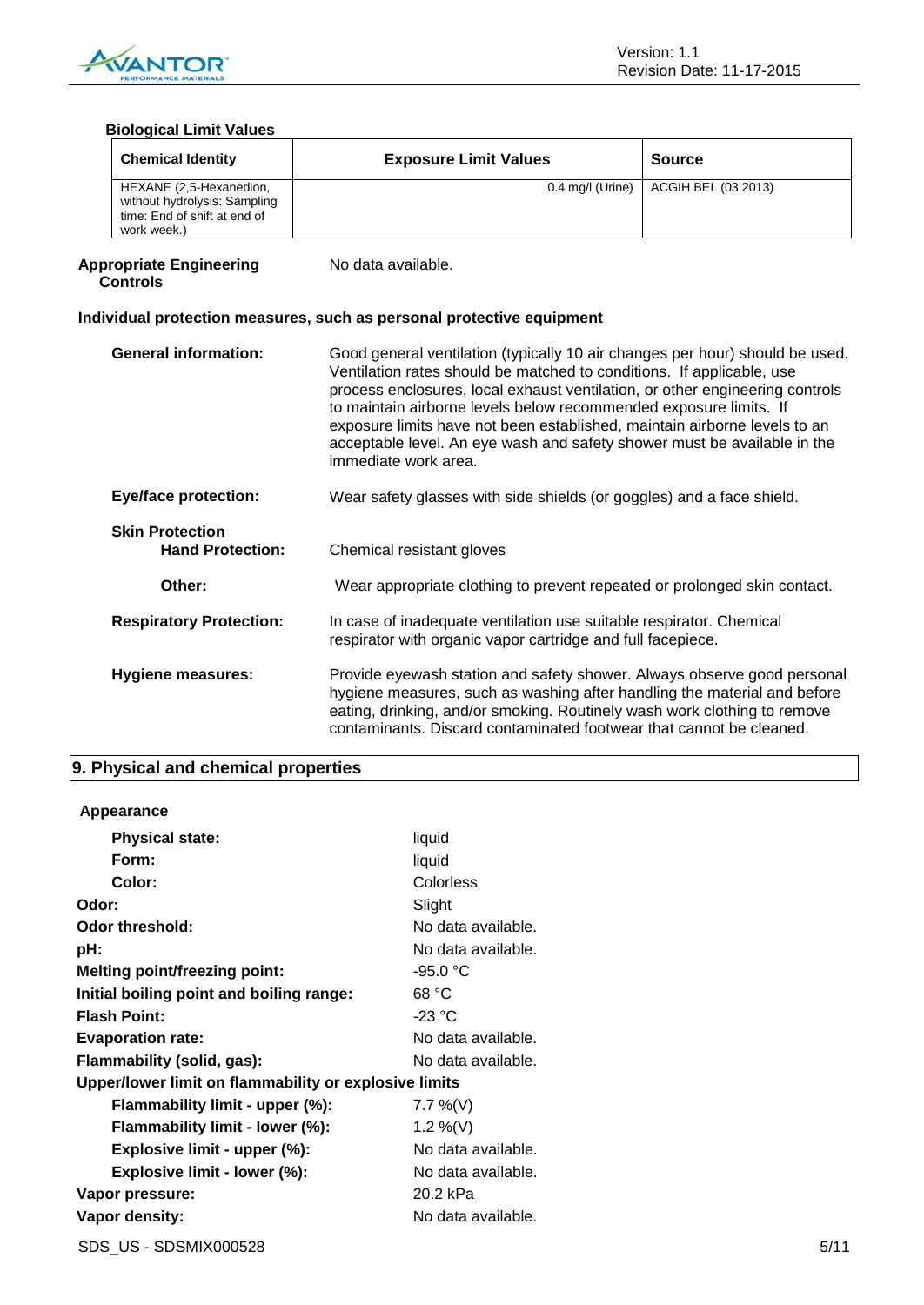### Biological Limit Values

| Chemical Identity | Exposure Limit Values | Source |
|---|---|---|
| HEXANE (2,5-Hexanedion, without hydrolysis: Sampling time: End of shift at end of work week.) | 0.4 mg/l (Urine) | ACGIH BEL (03 2013) |

**Appropriate Engineering Controls** No data available.

### Individual protection measures, such as personal protective equipment

**General information:** Good general ventilation (typically 10 air changes per hour) should be used. Ventilation rates should be matched to conditions. If applicable, use process enclosures, local exhaust ventilation, or other engineering controls to maintain airborne levels below recommended exposure limits. If exposure limits have not been established, maintain airborne levels to an acceptable level. An eye wash and safety shower must be available in the immediate work area.

**Eye/face protection:** Wear safety glasses with side shields (or goggles) and a face shield.

**Skin Protection**

**Hand Protection:** Chemical resistant gloves

**Other:** Wear appropriate clothing to prevent repeated or prolonged skin contact.

**Respiratory Protection:** In case of inadequate ventilation use suitable respirator. Chemical respirator with organic vapor cartridge and full facepiece.

**Hygiene measures:** Provide eyewash station and safety shower. Always observe good personal hygiene measures, such as washing after handling the material and before eating, drinking, and/or smoking. Routinely wash work clothing to remove contaminants. Discard contaminated footwear that cannot be cleaned.

## 9. Physical and chemical properties

**Appearance**

**Physical state:** liquid

**Form:** liquid

**Color:** Colorless

**Odor:** Slight

**Odor threshold:** No data available.

**pH:** No data available.

**Melting point/freezing point:** -95.0 °C

**Initial boiling point and boiling range:** 68 °C

**Flash Point:** -23 °C

**Evaporation rate:** No data available.

**Flammability (solid, gas):** No data available.

**Upper/lower limit on flammability or explosive limits**

**Flammability limit - upper (%):** 7.7 %(V)

**Flammability limit - lower (%):** 1.2 %(V)

**Explosive limit - upper (%):** No data available.

**Explosive limit - lower (%):** No data available.

**Vapor pressure:** 20.2 kPa

**Vapor density:** No data available.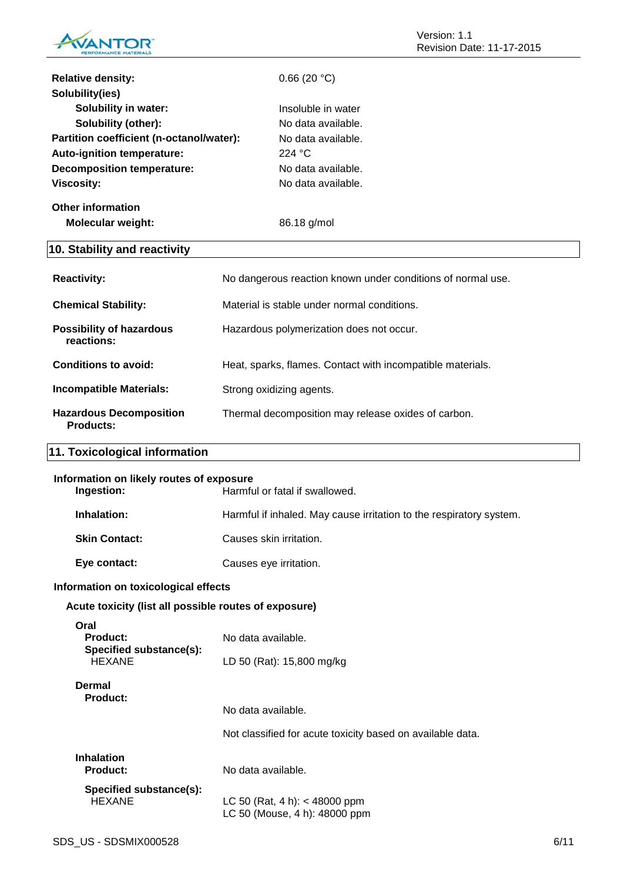| | |
|---|---|
| **Relative density:** | 0.66 (20 °C) |
| **Solubility(ies)** | |
| **Solubility in water:** | Insoluble in water |
| **Solubility (other):** | No data available. |
| **Partition coefficient (n-octanol/water):** | No data available. |
| **Auto-ignition temperature:** | 224 °C |
| **Decomposition temperature:** | No data available. |
| **Viscosity:** | No data available. |

**Other information**

| | |
|---|---|
| **Molecular weight:** | 86.18 g/mol |

## 10. Stability and reactivity

| | |
|---|---|
| **Reactivity:** | No dangerous reaction known under conditions of normal use. |
| **Chemical Stability:** | Material is stable under normal conditions. |
| **Possibility of hazardous reactions:** | Hazardous polymerization does not occur. |
| **Conditions to avoid:** | Heat, sparks, flames. Contact with incompatible materials. |
| **Incompatible Materials:** | Strong oxidizing agents. |
| **Hazardous Decomposition Products:** | Thermal decomposition may release oxides of carbon. |

## 11. Toxicological information

**Information on likely routes of exposure**

| | |
|---|---|
| **Ingestion:** | Harmful or fatal if swallowed. |
| **Inhalation:** | Harmful if inhaled. May cause irritation to the respiratory system. |
| **Skin Contact:** | Causes skin irritation. |
| **Eye contact:** | Causes eye irritation. |

**Information on toxicological effects**

**Acute toxicity (list all possible routes of exposure)**

**Oral**

| | |
|---|---|
| **Product:** | No data available. |
| **Specified substance(s):** | |
| HEXANE | LD 50 (Rat): 15,800 mg/kg |

**Dermal**

| | |
|---|---|
| **Product:** | No data available. |
| | Not classified for acute toxicity based on available data. |

**Inhalation**

| | |
|---|---|
| **Product:** | No data available. |
| **Specified substance(s):** | |
| HEXANE | LC 50 (Rat, 4 h): < 48000 ppm<br>LC 50 (Mouse, 4 h): 48000 ppm |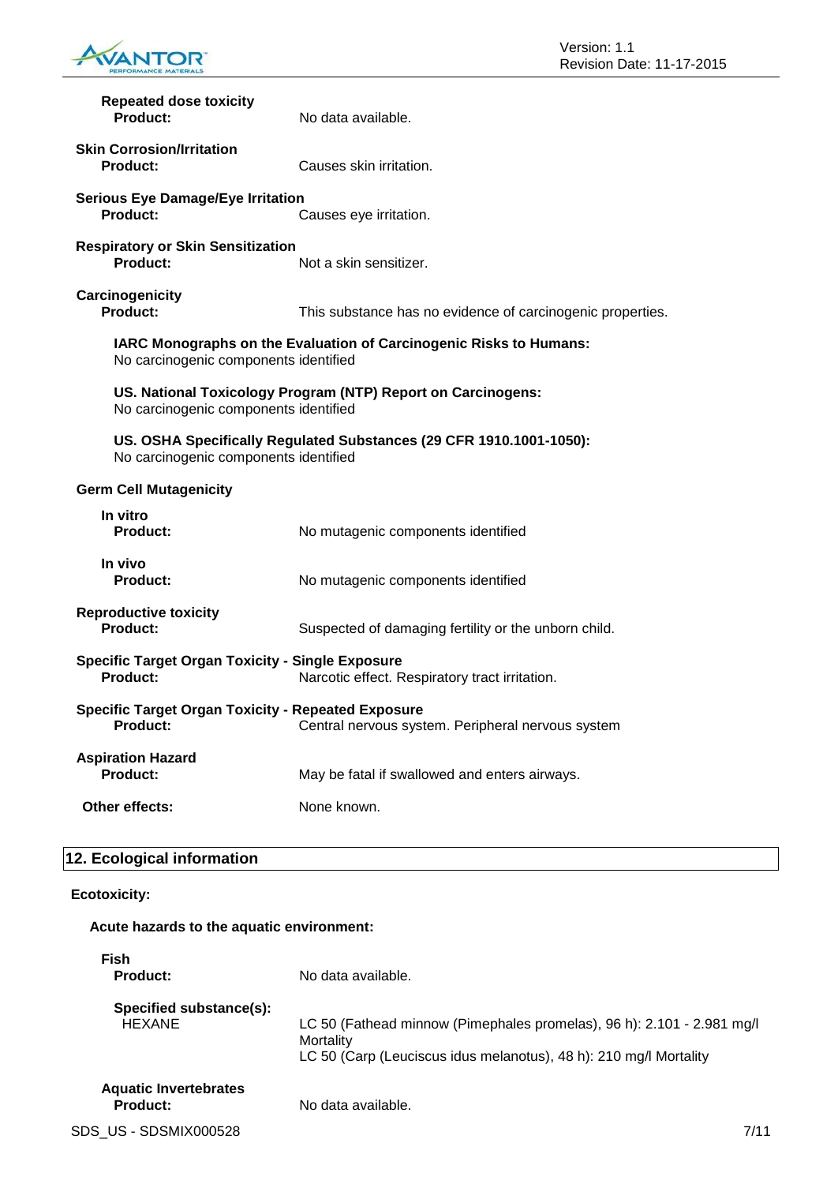**Repeated dose toxicity**

**Product:** No data available.

**Skin Corrosion/Irritation**

**Product:** Causes skin irritation.

**Serious Eye Damage/Eye Irritation**

**Product:** Causes eye irritation.

**Respiratory or Skin Sensitization**

**Product:** Not a skin sensitizer.

**Carcinogenicity**

**Product:** This substance has no evidence of carcinogenic properties.

**IARC Monographs on the Evaluation of Carcinogenic Risks to Humans:**
No carcinogenic components identified

**US. National Toxicology Program (NTP) Report on Carcinogens:**
No carcinogenic components identified

**US. OSHA Specifically Regulated Substances (29 CFR 1910.1001-1050):**
No carcinogenic components identified

**Germ Cell Mutagenicity**

**In vitro**

**Product:** No mutagenic components identified

**In vivo**

**Product:** No mutagenic components identified

**Reproductive toxicity**

**Product:** Suspected of damaging fertility or the unborn child.

**Specific Target Organ Toxicity - Single Exposure**

**Product:** Narcotic effect. Respiratory tract irritation.

**Specific Target Organ Toxicity - Repeated Exposure**

**Product:** Central nervous system. Peripheral nervous system

**Aspiration Hazard**

**Product:** May be fatal if swallowed and enters airways.

**Other effects:** None known.

## 12. Ecological information

**Ecotoxicity:**

**Acute hazards to the aquatic environment:**

**Fish**

**Product:** No data available.

**Specified substance(s):**
HEXANE

LC 50 (Fathead minnow (Pimephales promelas), 96 h): 2.101 - 2.981 mg/l Mortality
LC 50 (Carp (Leuciscus idus melanotus), 48 h): 210 mg/l Mortality

**Aquatic Invertebrates**

**Product:** No data available.

SDS_US - SDSMIX000528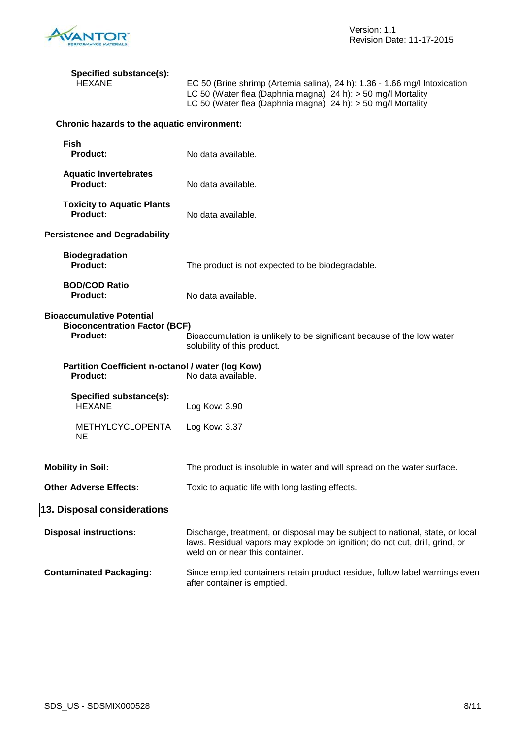**Specified substance(s):**

HEXANE — EC 50 (Brine shrimp (Artemia salina), 24 h): 1.36 - 1.66 mg/l Intoxication
LC 50 (Water flea (Daphnia magna), 24 h): > 50 mg/l Mortality
LC 50 (Water flea (Daphnia magna), 24 h): > 50 mg/l Mortality

**Chronic hazards to the aquatic environment:**

**Fish**
**Product:** No data available.

**Aquatic Invertebrates**
**Product:** No data available.

**Toxicity to Aquatic Plants**
**Product:** No data available.

**Persistence and Degradability**

**Biodegradation**
**Product:** The product is not expected to be biodegradable.

**BOD/COD Ratio**
**Product:** No data available.

**Bioaccumulative Potential**

**Bioconcentration Factor (BCF)**
**Product:** Bioaccumulation is unlikely to be significant because of the low water solubility of this product.

**Partition Coefficient n-octanol / water (log Kow)**
**Product:** No data available.

**Specified substance(s):**

HEXANE — Log Kow: 3.90

METHYLCYCLOPENTANE — Log Kow: 3.37

**Mobility in Soil:** The product is insoluble in water and will spread on the water surface.

**Other Adverse Effects:** Toxic to aquatic life with long lasting effects.

## 13. Disposal considerations

**Disposal instructions:** Discharge, treatment, or disposal may be subject to national, state, or local laws. Residual vapors may explode on ignition; do not cut, drill, grind, or weld on or near this container.

**Contaminated Packaging:** Since emptied containers retain product residue, follow label warnings even after container is emptied.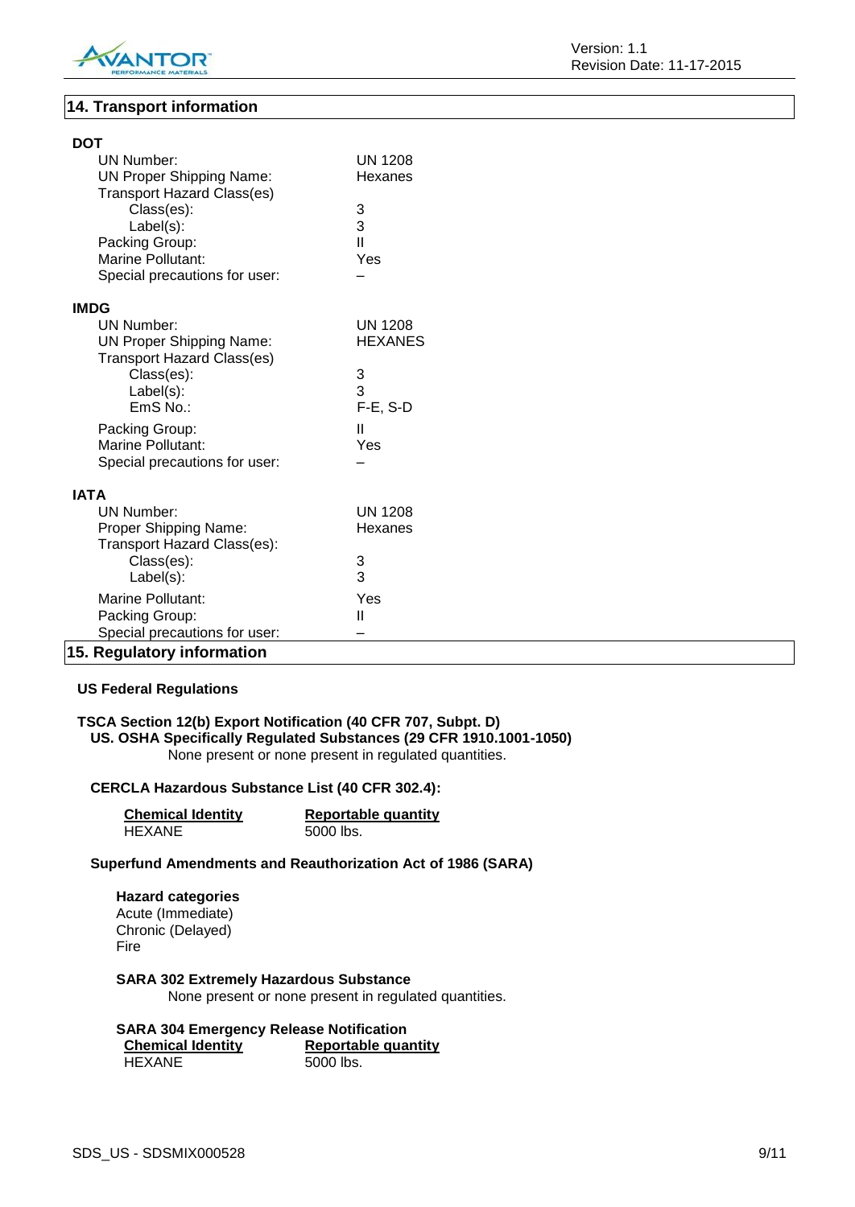## 14. Transport information

**DOT**

| | |
|---|---|
| UN Number: | UN 1208 |
| UN Proper Shipping Name: | Hexanes |
| Transport Hazard Class(es) | |
| Class(es): | 3 |
| Label(s): | 3 |
| Packing Group: | II |
| Marine Pollutant: | Yes |
| Special precautions for user: | – |

**IMDG**

| | |
|---|---|
| UN Number: | UN 1208 |
| UN Proper Shipping Name: | HEXANES |
| Transport Hazard Class(es) | |
| Class(es): | 3 |
| Label(s): | 3 |
| EmS No.: | F-E, S-D |
| Packing Group: | II |
| Marine Pollutant: | Yes |
| Special precautions for user: | – |

**IATA**

| | |
|---|---|
| UN Number: | UN 1208 |
| Proper Shipping Name: | Hexanes |
| Transport Hazard Class(es): | |
| Class(es): | 3 |
| Label(s): | 3 |
| Marine Pollutant: | Yes |
| Packing Group: | II |
| Special precautions for user: | – |

## 15. Regulatory information

**US Federal Regulations**

**TSCA Section 12(b) Export Notification (40 CFR 707, Subpt. D)**

**US. OSHA Specifically Regulated Substances (29 CFR 1910.1001-1050)**

None present or none present in regulated quantities.

**CERCLA Hazardous Substance List (40 CFR 302.4):**

| Chemical Identity | Reportable quantity |
|---|---|
| HEXANE | 5000 lbs. |

**Superfund Amendments and Reauthorization Act of 1986 (SARA)**

**Hazard categories**

Acute (Immediate)
Chronic (Delayed)
Fire

**SARA 302 Extremely Hazardous Substance**

None present or none present in regulated quantities.

**SARA 304 Emergency Release Notification**

| Chemical Identity | Reportable quantity |
|---|---|
| HEXANE | 5000 lbs. |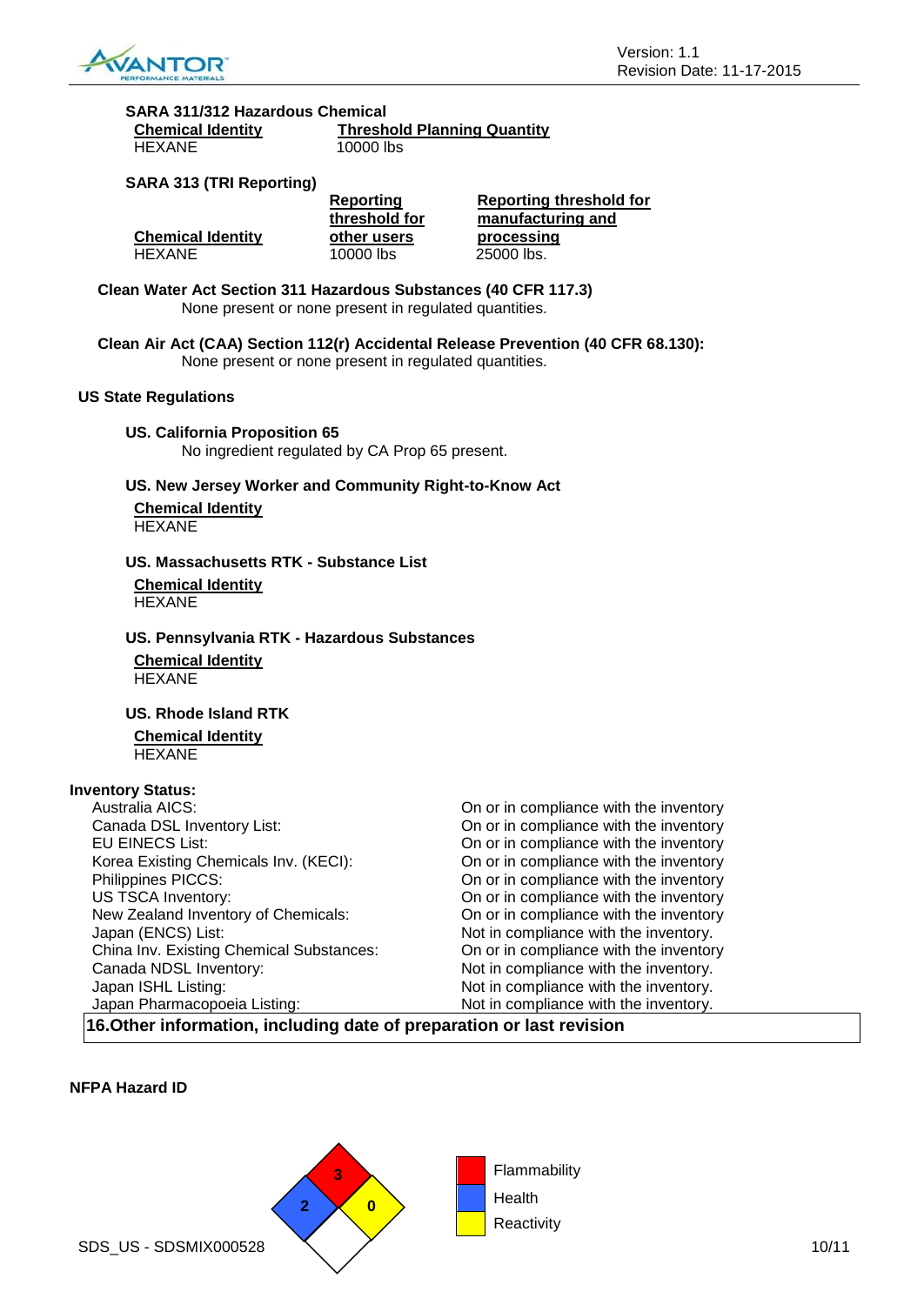**SARA 311/312 Hazardous Chemical**

| Chemical Identity | Threshold Planning Quantity |
|---|---|
| HEXANE | 10000 lbs |

**SARA 313 (TRI Reporting)**

| Chemical Identity | Reporting threshold for other users | Reporting threshold for manufacturing and processing |
|---|---|---|
| HEXANE | 10000 lbs | 25000 lbs. |

**Clean Water Act Section 311 Hazardous Substances (40 CFR 117.3)**

None present or none present in regulated quantities.

**Clean Air Act (CAA) Section 112(r) Accidental Release Prevention (40 CFR 68.130):**

None present or none present in regulated quantities.

**US State Regulations**

**US. California Proposition 65**

No ingredient regulated by CA Prop 65 present.

**US. New Jersey Worker and Community Right-to-Know Act**

| Chemical Identity |
|---|
| HEXANE |

**US. Massachusetts RTK - Substance List**

| Chemical Identity |
|---|
| HEXANE |

**US. Pennsylvania RTK - Hazardous Substances**

| Chemical Identity |
|---|
| HEXANE |

**US. Rhode Island RTK**

| Chemical Identity |
|---|
| HEXANE |

**Inventory Status:**

| | |
|---|---|
| Australia AICS: | On or in compliance with the inventory |
| Canada DSL Inventory List: | On or in compliance with the inventory |
| EU EINECS List: | On or in compliance with the inventory |
| Korea Existing Chemicals Inv. (KECI): | On or in compliance with the inventory |
| Philippines PICCS: | On or in compliance with the inventory |
| US TSCA Inventory: | On or in compliance with the inventory |
| New Zealand Inventory of Chemicals: | On or in compliance with the inventory |
| Japan (ENCS) List: | Not in compliance with the inventory. |
| China Inv. Existing Chemical Substances: | On or in compliance with the inventory |
| Canada NDSL Inventory: | Not in compliance with the inventory. |
| Japan ISHL Listing: | Not in compliance with the inventory. |
| Japan Pharmacopoeia Listing: | Not in compliance with the inventory. |

## 16.Other information, including date of preparation or last revision

**NFPA Hazard ID**

| NFPA | Rating |
|---|---|
| Flammability | 3 |
| Health | 2 |
| Reactivity | 0 |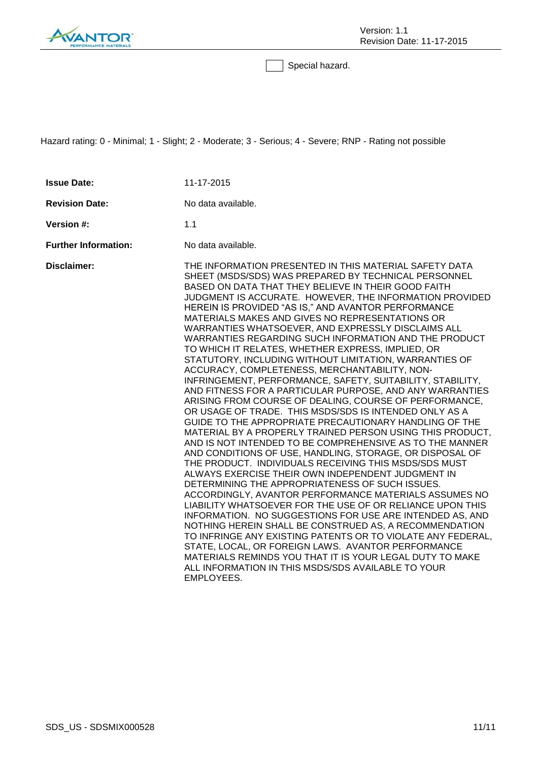Special hazard.

Hazard rating: 0 - Minimal; 1 - Slight; 2 - Moderate; 3 - Serious; 4 - Severe; RNP - Rating not possible

| | |
|---|---|
| **Issue Date:** | 11-17-2015 |
| **Revision Date:** | No data available. |
| **Version #:** | 1.1 |
| **Further Information:** | No data available. |
| **Disclaimer:** | THE INFORMATION PRESENTED IN THIS MATERIAL SAFETY DATA SHEET (MSDS/SDS) WAS PREPARED BY TECHNICAL PERSONNEL BASED ON DATA THAT THEY BELIEVE IN THEIR GOOD FAITH JUDGMENT IS ACCURATE. HOWEVER, THE INFORMATION PROVIDED HEREIN IS PROVIDED "AS IS," AND AVANTOR PERFORMANCE MATERIALS MAKES AND GIVES NO REPRESENTATIONS OR WARRANTIES WHATSOEVER, AND EXPRESSLY DISCLAIMS ALL WARRANTIES REGARDING SUCH INFORMATION AND THE PRODUCT TO WHICH IT RELATES, WHETHER EXPRESS, IMPLIED, OR STATUTORY, INCLUDING WITHOUT LIMITATION, WARRANTIES OF ACCURACY, COMPLETENESS, MERCHANTABILITY, NON-INFRINGEMENT, PERFORMANCE, SAFETY, SUITABILITY, STABILITY, AND FITNESS FOR A PARTICULAR PURPOSE, AND ANY WARRANTIES ARISING FROM COURSE OF DEALING, COURSE OF PERFORMANCE, OR USAGE OF TRADE. THIS MSDS/SDS IS INTENDED ONLY AS A GUIDE TO THE APPROPRIATE PRECAUTIONARY HANDLING OF THE MATERIAL BY A PROPERLY TRAINED PERSON USING THIS PRODUCT, AND IS NOT INTENDED TO BE COMPREHENSIVE AS TO THE MANNER AND CONDITIONS OF USE, HANDLING, STORAGE, OR DISPOSAL OF THE PRODUCT. INDIVIDUALS RECEIVING THIS MSDS/SDS MUST ALWAYS EXERCISE THEIR OWN INDEPENDENT JUDGMENT IN DETERMINING THE APPROPRIATENESS OF SUCH ISSUES. ACCORDINGLY, AVANTOR PERFORMANCE MATERIALS ASSUMES NO LIABILITY WHATSOEVER FOR THE USE OF OR RELIANCE UPON THIS INFORMATION. NO SUGGESTIONS FOR USE ARE INTENDED AS, AND NOTHING HEREIN SHALL BE CONSTRUED AS, A RECOMMENDATION TO INFRINGE ANY EXISTING PATENTS OR TO VIOLATE ANY FEDERAL, STATE, LOCAL, OR FOREIGN LAWS. AVANTOR PERFORMANCE MATERIALS REMINDS YOU THAT IT IS YOUR LEGAL DUTY TO MAKE ALL INFORMATION IN THIS MSDS/SDS AVAILABLE TO YOUR EMPLOYEES. |